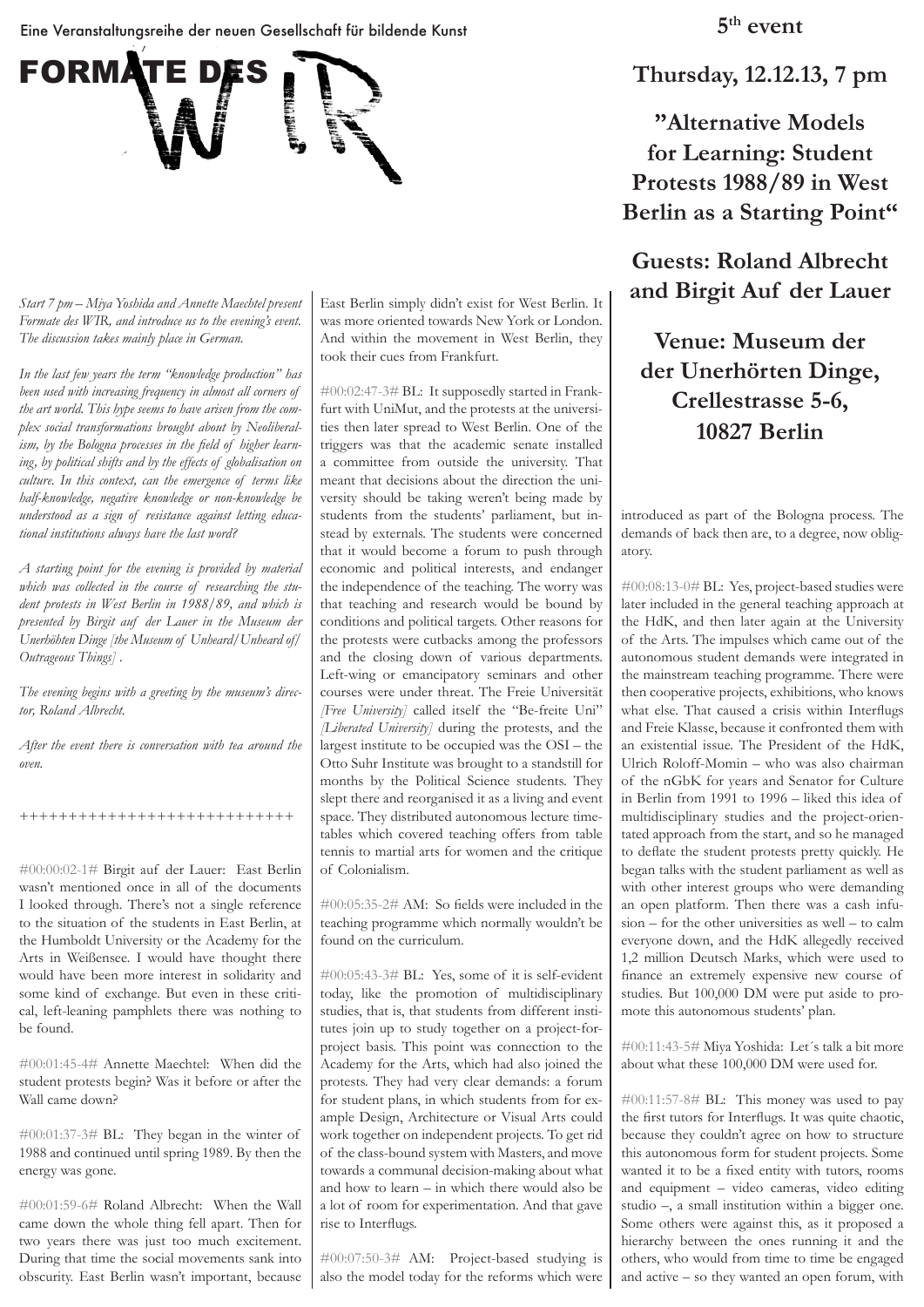Eine Veranstaltungsreihe der neuen Gesellschaft für bildende Kunst

# FORMATE DES WIR

**5th event**

**Thursday, 12.12.13, 7 pm**

## "Alternative Models for Learning: Student Protests 1988/89 in West Berlin as a Starting Point"

**Guests: Roland Albrecht and Birgit Auf der Lauer**

**Venue: Museum der der Unerhörten Dinge, Crellestrasse 5-6, 10827 Berlin**

*Start 7 pm – Miya Yoshida and Annette Maechtel present Formate des WIR, and introduce us to the evening's event. The discussion takes mainly place in German.*

*In the last few years the term "knowledge production" has been used with increasing frequency in almost all corners of the art world. This hype seems to have arisen from the complex social transformations brought about by Neoliberalism, by the Bologna processes in the field of higher learning, by political shifts and by the effects of globalisation on culture. In this context, can the emergence of terms like half-knowledge, negative knowledge or non-knowledge be understood as a sign of resistance against letting educational institutions always have the last word?*

*A starting point for the evening is provided by material which was collected in the course of researching the student protests in West Berlin in 1988/89, and which is presented by Birgit auf der Lauer in the Museum der Unerhöhten Dinge [the Museum of Unheard/Unheard of/Outrageous Things].*

*The evening begins with a greeting by the museum's director, Roland Albrecht.*

*After the event there is conversation with tea around the oven.*

++++++++++++++++++++++++++++

#00:00:02-1# Birgit auf der Lauer: East Berlin wasn't mentioned once in all of the documents I looked through. There's not a single reference to the situation of the students in East Berlin, at the Humboldt University or the Academy for the Arts in Weißensee. I would have thought there would have been more interest in solidarity and some kind of exchange. But even in these critical, left-leaning pamphlets there was nothing to be found.

#00:01:45-4# Annette Maechtel: When did the student protests begin? Was it before or after the Wall came down?

#00:01:37-3# BL: They began in the winter of 1988 and continued until spring 1989. By then the energy was gone.

#00:01:59-6# Roland Albrecht: When the Wall came down the whole thing fell apart. Then for two years there was just too much excitement. During that time the social movements sank into obscurity. East Berlin wasn't important, because East Berlin simply didn't exist for West Berlin. It was more oriented towards New York or London. And within the movement in West Berlin, they took their cues from Frankfurt.

#00:02:47-3# BL: It supposedly started in Frankfurt with UniMut, and the protests at the universities then later spread to West Berlin. One of the triggers was that the academic senate installed a committee from outside the university. That meant that decisions about the direction the university should be taking weren't being made by students from the students' parliament, but instead by externals. The students were concerned that it would become a forum to push through economic and political interests, and endanger the independence of the teaching. The worry was that teaching and research would be bound by conditions and political targets. Other reasons for the protests were cutbacks among the professors and the closing down of various departments. Left-wing or emancipatory seminars and other courses were under threat. The Freie Universität *[Free University]* called itself the "Be-freite Uni" *[Liberated University]* during the protests, and the largest institute to be occupied was the OSI – the Otto Suhr Institute was brought to a standstill for months by the Political Science students. They slept there and reorganised it as a living and event space. They distributed autonomous lecture timetables which covered teaching offers from table tennis to martial arts for women and the critique of Colonialism.

#00:05:35-2# AM: So fields were included in the teaching programme which normally wouldn't be found on the curriculum.

#00:05:43-3# BL: Yes, some of it is self-evident today, like the promotion of multidisciplinary studies, that is, that students from different institutes join up to study together on a project-for-project basis. This point was connection to the Academy for the Arts, which had also joined the protests. They had very clear demands: a forum for student plans, in which students from for example Design, Architecture or Visual Arts could work together on independent projects. To get rid of the class-bound system with Masters, and move towards a communal decision-making about what and how to learn – in which there would also be a lot of room for experimentation. And that gave rise to Interflugs.

#00:07:50-3# AM: Project-based studying is also the model today for the reforms which were introduced as part of the Bologna process. The demands of back then are, to a degree, now obligatory.

#00:08:13-0# BL: Yes, project-based studies were later included in the general teaching approach at the HdK, and then later again at the University of the Arts. The impulses which came out of the autonomous student demands were integrated in the mainstream teaching programme. There were then cooperative projects, exhibitions, who knows what else. That caused a crisis within Interflugs and Freie Klasse, because it confronted them with an existential issue. The President of the HdK, Ulrich Roloff-Momin – who was also chairman of the nGbK for years and Senator for Culture in Berlin from 1991 to 1996 – liked this idea of multidisciplinary studies and the project-orientated approach from the start, and so he managed to deflate the student protests pretty quickly. He began talks with the student parliament as well as with other interest groups who were demanding an open platform. Then there was a cash infusion – for the other universities as well – to calm everyone down, and the HdK allegedly received 1,2 million Deutsch Marks, which were used to finance an extremely expensive new course of studies. But 100,000 DM were put aside to promote this autonomous students' plan.

#00:11:43-5# Miya Yoshida: Let´s talk a bit more about what these 100,000 DM were used for.

#00:11:57-8# BL: This money was used to pay the first tutors for Interflugs. It was quite chaotic, because they couldn't agree on how to structure this autonomous form for student projects. Some wanted it to be a fixed entity with tutors, rooms and equipment – video cameras, video editing studio –, a small institution within a bigger one. Some others were against this, as it proposed a hierarchy between the ones running it and the others, who would from time to time be engaged and active – so they wanted an open forum, with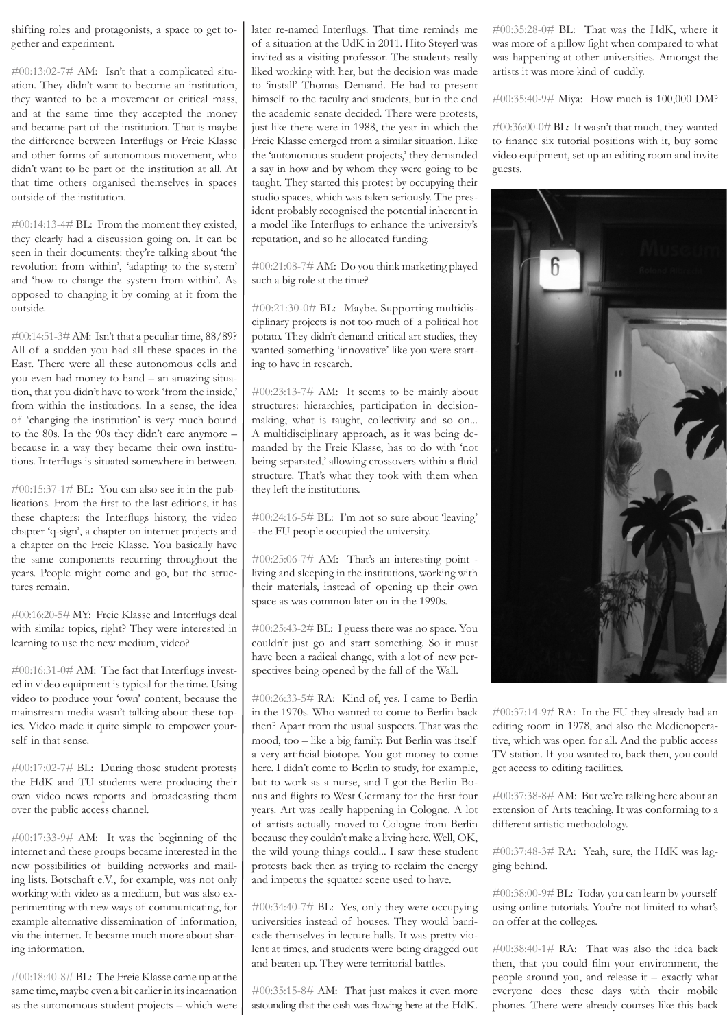shifting roles and protagonists, a space to get together and experiment.

#00:13:02-7# AM: Isn't that a complicated situation. They didn't want to become an institution, they wanted to be a movement or critical mass, and at the same time they accepted the money and became part of the institution. That is maybe the difference between Interflugs or Freie Klasse and other forms of autonomous movement, who didn't want to be part of the institution at all. At that time others organised themselves in spaces outside of the institution.

#00:14:13-4# BL: From the moment they existed, they clearly had a discussion going on. It can be seen in their documents: they're talking about 'the revolution from within', 'adapting to the system' and 'how to change the system from within'. As opposed to changing it by coming at it from the outside.

#00:14:51-3# AM: Isn't that a peculiar time, 88/89? All of a sudden you had all these spaces in the East. There were all these autonomous cells and you even had money to hand – an amazing situation, that you didn't have to work 'from the inside,' from within the institutions. In a sense, the idea of 'changing the institution' is very much bound to the 80s. In the 90s they didn't care anymore – because in a way they became their own institutions. Interflugs is situated somewhere in between.

#00:15:37-1# BL: You can also see it in the publications. From the first to the last editions, it has these chapters: the Interflugs history, the video chapter 'q-sign', a chapter on internet projects and a chapter on the Freie Klasse. You basically have the same components recurring throughout the years. People might come and go, but the structures remain.

#00:16:20-5# MY: Freie Klasse and Interflugs deal with similar topics, right? They were interested in learning to use the new medium, video?

#00:16:31-0# AM: The fact that Interflugs invested in video equipment is typical for the time. Using video to produce your 'own' content, because the mainstream media wasn't talking about these topics. Video made it quite simple to empower yourself in that sense.

#00:17:02-7# BL: During those student protests the HdK and TU students were producing their own video news reports and broadcasting them over the public access channel.

#00:17:33-9# AM: It was the beginning of the internet and these groups became interested in the new possibilities of building networks and mailing lists. Botschaft e.V., for example, was not only working with video as a medium, but was also experimenting with new ways of communicating, for example alternative dissemination of information, via the internet. It became much more about sharing information.

#00:18:40-8# BL: The Freie Klasse came up at the same time, maybe even a bit earlier in its incarnation as the autonomous student projects – which were later re-named Interflugs. That time reminds me of a situation at the UdK in 2011. Hito Steyerl was invited as a visiting professor. The students really liked working with her, but the decision was made to 'install' Thomas Demand. He had to present himself to the faculty and students, but in the end the academic senate decided. There were protests, just like there were in 1988, the year in which the Freie Klasse emerged from a similar situation. Like the 'autonomous student projects,' they demanded a say in how and by whom they were going to be taught. They started this protest by occupying their studio spaces, which was taken seriously. The president probably recognised the potential inherent in a model like Interflugs to enhance the university's reputation, and so he allocated funding.

#00:21:08-7# AM: Do you think marketing played such a big role at the time?

#00:21:30-0# BL: Maybe. Supporting multidisciplinary projects is not too much of a political hot potato. They didn't demand critical art studies, they wanted something 'innovative' like you were starting to have in research.

#00:23:13-7# AM: It seems to be mainly about structures: hierarchies, participation in decision-making, what is taught, collectivity and so on... A multidisciplinary approach, as it was being demanded by the Freie Klasse, has to do with 'not being separated,' allowing crossovers within a fluid structure. That's what they took with them when they left the institutions.

#00:24:16-5# BL: I'm not so sure about 'leaving' - the FU people occupied the university.

#00:25:06-7# AM: That's an interesting point - living and sleeping in the institutions, working with their materials, instead of opening up their own space as was common later on in the 1990s.

#00:25:43-2# BL: I guess there was no space. You couldn't just go and start something. So it must have been a radical change, with a lot of new perspectives being opened by the fall of the Wall.

#00:26:33-5# RA: Kind of, yes. I came to Berlin in the 1970s. Who wanted to come to Berlin back then? Apart from the usual suspects. That was the mood, too – like a big family. But Berlin was itself a very artificial biotope. You got money to come here. I didn't come to Berlin to study, for example, but to work as a nurse, and I got the Berlin Bonus and flights to West Germany for the first four years. Art was really happening in Cologne. A lot of artists actually moved to Cologne from Berlin because they couldn't make a living here. Well, OK, the wild young things could... I saw these student protests back then as trying to reclaim the energy and impetus the squatter scene used to have.

#00:34:40-7# BL: Yes, only they were occupying universities instead of houses. They would barricade themselves in lecture halls. It was pretty violent at times, and students were being dragged out and beaten up. They were territorial battles.

#00:35:15-8# AM: That just makes it even more astounding that the cash was flowing here at the HdK.

#00:35:28-0# BL: That was the HdK, where it was more of a pillow fight when compared to what was happening at other universities. Amongst the artists it was more kind of cuddly.

#00:35:40-9# Miya: How much is 100,000 DM?

#00:36:00-0# BL: It wasn't that much, they wanted to finance six tutorial positions with it, buy some video equipment, set up an editing room and invite guests.

#00:37:14-9# RA: In the FU they already had an editing room in 1978, and also the Medienoperative, which was open for all. And the public access TV station. If you wanted to, back then, you could get access to editing facilities.

#00:37:38-8# AM: But we're talking here about an extension of Arts teaching. It was conforming to a different artistic methodology.

#00:37:48-3# RA: Yeah, sure, the HdK was lagging behind.

#00:38:00-9# BL: Today you can learn by yourself using online tutorials. You're not limited to what's on offer at the colleges.

#00:38:40-1# RA: That was also the idea back then, that you could film your environment, the people around you, and release it – exactly what everyone does these days with their mobile phones. There were already courses like this back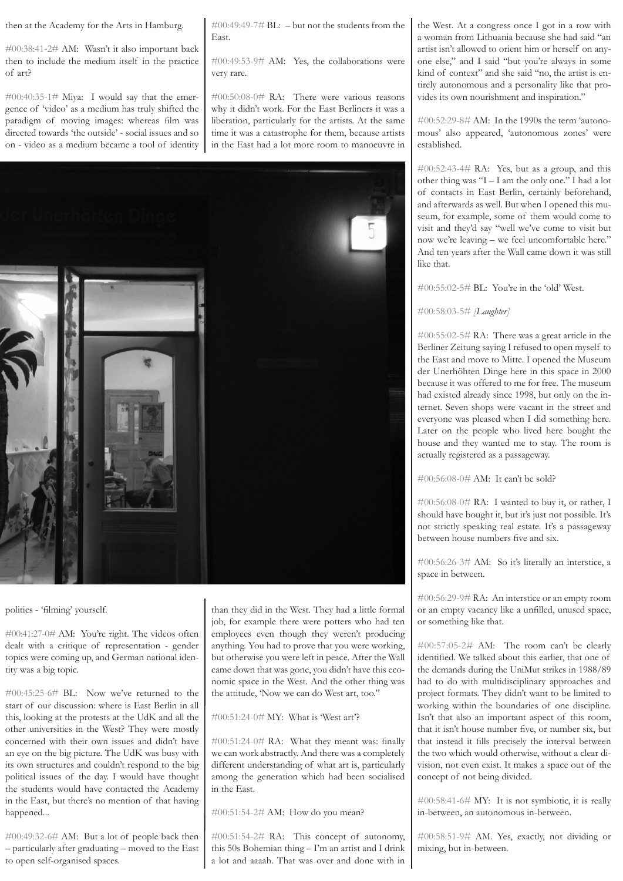then at the Academy for the Arts in Hamburg.

#00:38:41-2# AM: Wasn't it also important back then to include the medium itself in the practice of art?

#00:40:35-1# Miya: I would say that the emergence of 'video' as a medium has truly shifted the paradigm of moving images: whereas film was directed towards 'the outside' - social issues and so on - video as a medium became a tool of identity politics - 'filming' yourself.

#00:41:27-0# AM: You're right. The videos often dealt with a critique of representation - gender topics were coming up, and German national identity was a big topic.

#00:45:25-6# BL: Now we've returned to the start of our discussion: where is East Berlin in all this, looking at the protests at the UdK and all the other universities in the West? They were mostly concerned with their own issues and didn't have an eye on the big picture. The UdK was busy with its own structures and couldn't respond to the big political issues of the day. I would have thought the students would have contacted the Academy in the East, but there's no mention of that having happened...

#00:49:32-6# AM: But a lot of people back then – particularly after graduating – moved to the East to open self-organised spaces.

#00:49:49-7# BL: – but not the students from the East.

#00:49:53-9# AM: Yes, the collaborations were very rare.

#00:50:08-0# RA: There were various reasons why it didn't work. For the East Berliners it was a liberation, particularly for the artists. At the same time it was a catastrophe for them, because artists in the East had a lot more room to manoeuvre in than they did in the West. They had a little formal job, for example there were potters who had ten employees even though they weren't producing anything. You had to prove that you were working, but otherwise you were left in peace. After the Wall came down that was gone, you didn't have this economic space in the West. And the other thing was the attitude, 'Now we can do West art, too.'

#00:51:24-0# MY: What is 'West art'?

#00:51:24-0# RA: What they meant was: finally we can work abstractly. And there was a completely different understanding of what art is, particularly among the generation which had been socialised in the East.

#00:51:54-2# AM: How do you mean?

#00:51:54-2# RA: This concept of autonomy, this 50s Bohemian thing – I'm an artist and I drink a lot and aaaah. That was over and done with in the West. At a congress once I got in a row with a woman from Lithuania because she had said "an artist isn't allowed to orient him or herself on anyone else," and I said "but you're always in some kind of context" and she said "no, the artist is entirely autonomous and a personality like that provides its own nourishment and inspiration."

#00:52:29-8# AM: In the 1990s the term 'autonomous' also appeared, 'autonomous zones' were established.

#00:52:43-4# RA: Yes, but as a group, and this other thing was "I – I am the only one." I had a lot of contacts in East Berlin, certainly beforehand, and afterwards as well. But when I opened this museum, for example, some of them would come to visit and they'd say "well we've come to visit but now we're leaving – we feel uncomfortable here." And ten years after the Wall came down it was still like that.

#00:55:02-5# BL: You're in the 'old' West.

#00:58:03-5# *[Laughter]*

#00:55:02-5# RA: There was a great article in the Berliner Zeitung saying I refused to open myself to the East and move to Mitte. I opened the Museum der Unerhöhten Dinge here in this space in 2000 because it was offered to me for free. The museum had existed already since 1998, but only on the internet. Seven shops were vacant in the street and everyone was pleased when I did something here. Later on the people who lived here bought the house and they wanted me to stay. The room is actually registered as a passageway.

#00:56:08-0# AM: It can't be sold?

#00:56:08-0# RA: I wanted to buy it, or rather, I should have bought it, but it's just not possible. It's not strictly speaking real estate. It's a passageway between house numbers five and six.

#00:56:26-3# AM: So it's literally an interstice, a space in between.

#00:56:29-9# RA: An interstice or an empty room or an empty vacancy like a unfilled, unused space, or something like that.

#00:57:05-2# AM: The room can't be clearly identified. We talked about this earlier, that one of the demands during the UniMut strikes in 1988/89 had to do with multidisciplinary approaches and project formats. They didn't want to be limited to working within the boundaries of one discipline. Isn't that also an important aspect of this room, that it isn't house number five, or number six, but that instead it fills precisely the interval between the two which would otherwise, without a clear division, not even exist. It makes a space out of the concept of not being divided.

#00:58:41-6# MY: It is not symbiotic, it is really in-between, an autonomous in-between.

#00:58:51-9# AM. Yes, exactly, not dividing or mixing, but in-between.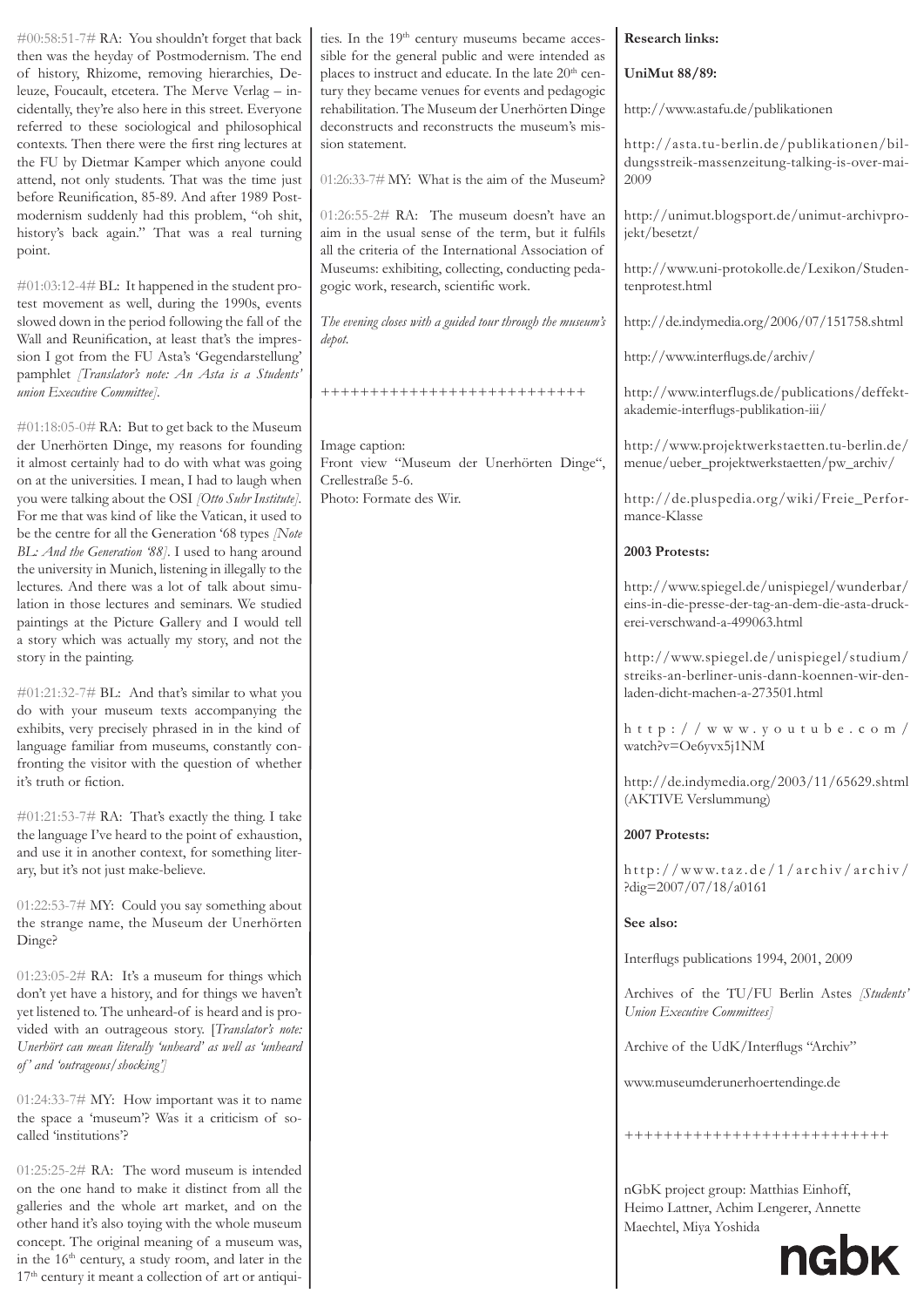#00:58:51-7# RA: You shouldn't forget that back then was the heyday of Postmodernism. The end of history, Rhizome, removing hierarchies, Deleuze, Foucault, etcetera. The Merve Verlag – incidentally, they're also here in this street. Everyone referred to these sociological and philosophical contexts. Then there were the first ring lectures at the FU by Dietmar Kamper which anyone could attend, not only students. That was the time just before Reunification, 85-89. And after 1989 Postmodernism suddenly had this problem, "oh shit, history's back again." That was a real turning point.

#01:03:12-4# BL: It happened in the student protest movement as well, during the 1990s, events slowed down in the period following the fall of the Wall and Reunification, at least that's the impression I got from the FU Asta's 'Gegendarstellung' pamphlet *[Translator's note: An Asta is a Students' union Executive Committee]*.

#01:18:05-0# RA: But to get back to the Museum der Unerhörten Dinge, my reasons for founding it almost certainly had to do with what was going on at the universities. I mean, I had to laugh when you were talking about the OSI *[Otto Suhr Institute]*. For me that was kind of like the Vatican, it used to be the centre for all the Generation '68 types *[Note BL: And the Generation '88]*. I used to hang around the university in Munich, listening in illegally to the lectures. And there was a lot of talk about simulation in those lectures and seminars. We studied paintings at the Picture Gallery and I would tell a story which was actually my story, and not the story in the painting.

#01:21:32-7# BL: And that's similar to what you do with your museum texts accompanying the exhibits, very precisely phrased in in the kind of language familiar from museums, constantly confronting the visitor with the question of whether it's truth or fiction.

#01:21:53-7# RA: That's exactly the thing. I take the language I've heard to the point of exhaustion, and use it in another context, for something literary, but it's not just make-believe.

01:22:53-7# MY: Could you say something about the strange name, the Museum der Unerhörten Dinge?

01:23:05-2# RA: It's a museum for things which don't yet have a history, and for things we haven't yet listened to. The unheard-of is heard and is provided with an outrageous story. [*Translator's note: Unerhört can mean literally 'unheard' as well as 'unheard of' and 'outrageous/shocking'*]

01:24:33-7# MY: How important was it to name the space a 'museum'? Was it a criticism of so-called 'institutions'?

01:25:25-2# RA: The word museum is intended on the one hand to make it distinct from all the galleries and the whole art market, and on the other hand it's also toying with the whole museum concept. The original meaning of a museum was, in the 16th century, a study room, and later in the 17th century it meant a collection of art or antiquities. In the 19th century museums became accessible for the general public and were intended as places to instruct and educate. In the late 20th century they became venues for events and pedagogic rehabilitation. The Museum der Unerhörten Dinge deconstructs and reconstructs the museum's mission statement.

01:26:33-7# MY: What is the aim of the Museum?

01:26:55-2# RA: The museum doesn't have an aim in the usual sense of the term, but it fulfils all the criteria of the International Association of Museums: exhibiting, collecting, conducting pedagogic work, research, scientific work.

*The evening closes with a guided tour through the museum's depot.*

++++++++++++++++++++++++++++

Image caption:
Front view "Museum der Unerhörten Dinge", Crellestraße 5-6.
Photo: Formate des Wir.

**Research links:**

**UniMut 88/89:**

http://www.astafu.de/publikationen

http://asta.tu-berlin.de/publikationen/bildungsstreik-massenzeitung-talking-is-over-mai-2009

http://unimut.blogsport.de/unimut-archivprojekt/besetzt/

http://www.uni-protokolle.de/Lexikon/Studentenprotest.html

http://de.indymedia.org/2006/07/151758.shtml

http://www.interflugs.de/archiv/

http://www.interflugs.de/publications/deffekt-akademie-interflugs-publikation-iii/

http://www.projektwerkstaetten.tu-berlin.de/menue/ueber_projektwerkstaetten/pw_archiv/

http://de.pluspedia.org/wiki/Freie_Performance-Klasse

**2003 Protests:**

http://www.spiegel.de/unispiegel/wunderbar/eins-in-die-presse-der-tag-an-dem-die-asta-druckerei-verschwand-a-499063.html

http://www.spiegel.de/unispiegel/studium/streiks-an-berliner-unis-dann-koennen-wir-den-laden-dicht-machen-a-273501.html

http://www.youtube.com/watch?v=Oe6yvx5j1NM

http://de.indymedia.org/2003/11/65629.shtml (AKTIVE Verslummung)

**2007 Protests:**

http://www.taz.de/1/archiv/archiv/?dig=2007/07/18/a0161

**See also:**

Interflugs publications 1994, 2001, 2009

Archives of the TU/FU Berlin Astes *[Students' Union Executive Committees]*

Archive of the UdK/Interflugs "Archiv"

www.museumderunerhoertendinge.de

++++++++++++++++++++++++++++

nGbK project group: Matthias Einhoff, Heimo Lattner, Achim Lengerer, Annette Maechtel, Miya Yoshida

ngbk